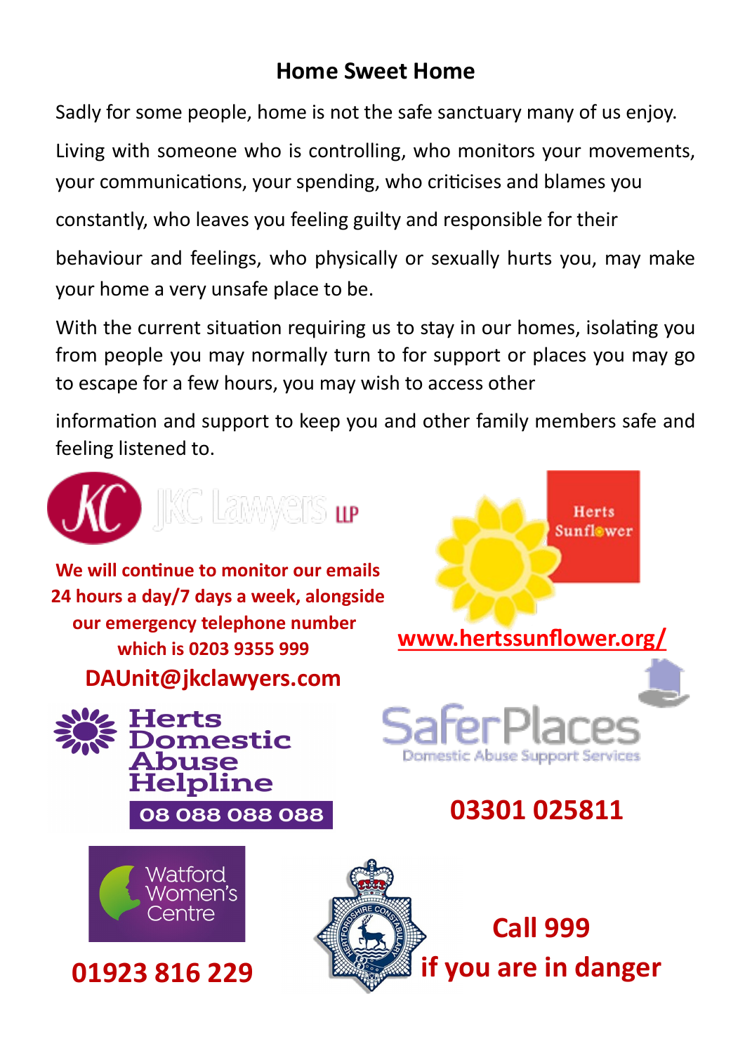# Home Sweet Home

Sadly for some people, home is not the safe sanctuary many of us enjoy.

Living with someone who is controlling, who monitors your movements, your communications, your spending, who criticises and blames you constantly, who leaves you feeling guilty and responsible for their behaviour and feelings, who physically or sexually hurts you, may make your home a very unsafe place to be.

With the current situation requiring us to stay in our homes, isolating you from people you may normally turn to for support or places you may go to escape for a few hours, you may wish to access other information and support to keep you and other family members safe and feeling listened to.

JKC Lawyers LLP

**We will continue to monitor our emails 24 hours a day/7 days a week, alongside our emergency telephone number which is 0203 9355 999**

**DAUnit@jkclawyers.com**

Herts Sunflower

**www.hertssunflower.org/**

Herts Domestic Abuse Helpline

**08 088 088 088**

SaferPlaces
Domestic Abuse Support Services

**03301 025811**

Watford Women's Centre

**01923 816 229**

**Call 999 if you are in danger**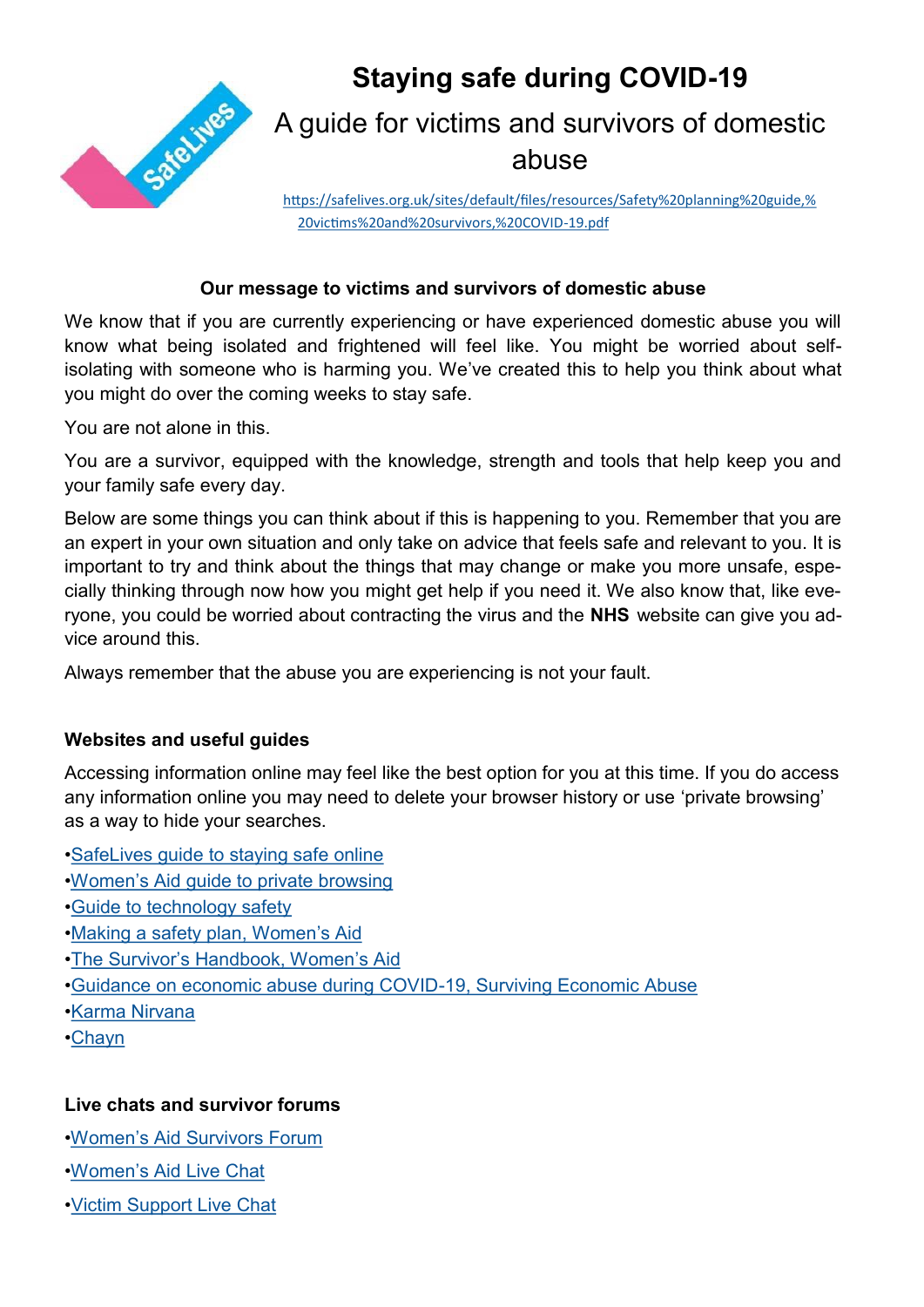# Staying safe during COVID-19

## A guide for victims and survivors of domestic abuse

https://safelives.org.uk/sites/default/files/resources/Safety%20planning%20guide,%20victims%20and%20survivors,%20COVID-19.pdf

**Our message to victims and survivors of domestic abuse**

We know that if you are currently experiencing or have experienced domestic abuse you will know what being isolated and frightened will feel like. You might be worried about self-isolating with someone who is harming you. We've created this to help you think about what you might do over the coming weeks to stay safe.

You are not alone in this.

You are a survivor, equipped with the knowledge, strength and tools that help keep you and your family safe every day.

Below are some things you can think about if this is happening to you. Remember that you are an expert in your own situation and only take on advice that feels safe and relevant to you. It is important to try and think about the things that may change or make you more unsafe, especially thinking through now how you might get help if you need it. We also know that, like everyone, you could be worried about contracting the virus and the **NHS** website can give you advice around this.

Always remember that the abuse you are experiencing is not your fault.

### Websites and useful guides

Accessing information online may feel like the best option for you at this time. If you do access any information online you may need to delete your browser history or use 'private browsing' as a way to hide your searches.

- SafeLives guide to staying safe online
- Women's Aid guide to private browsing
- Guide to technology safety
- Making a safety plan, Women's Aid
- The Survivor's Handbook, Women's Aid
- Guidance on economic abuse during COVID-19, Surviving Economic Abuse
- Karma Nirvana
- Chayn

### Live chats and survivor forums

- Women's Aid Survivors Forum
- Women's Aid Live Chat
- Victim Support Live Chat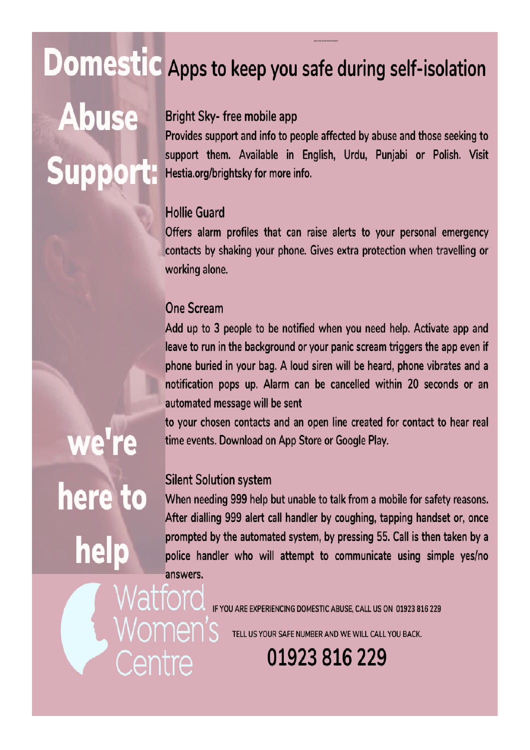# Domestic Abuse Support:

## Apps to keep you safe during self-isolation

### Bright Sky- free mobile app

Provides support and info to people affected by abuse and those seeking to support them. Available in English, Urdu, Punjabi or Polish. Visit Hestia.org/brightsky for more info.

### Hollie Guard

Offers alarm profiles that can raise alerts to your personal emergency contacts by shaking your phone. Gives extra protection when travelling or working alone.

### One Scream

Add up to 3 people to be notified when you need help. Activate app and leave to run in the background or your panic scream triggers the app even if phone buried in your bag. A loud siren will be heard, phone vibrates and a notification pops up. Alarm can be cancelled within 20 seconds or an automated message will be sent to your chosen contacts and an open line created for contact to hear real time events. Download on App Store or Google Play.

### Silent Solution system

When needing 999 help but unable to talk from a mobile for safety reasons. After dialling 999 alert call handler by coughing, tapping handset or, once prompted by the automated system, by pressing 55. Call is then taken by a police handler who will attempt to communicate using simple yes/no answers.

**we're here to help**

Watford Women's Centre

IF YOU ARE EXPERIENCING DOMESTIC ABUSE, CALL US ON 01923 816 229

TELL US YOUR SAFE NUMBER AND WE WILL CALL YOU BACK.

**01923 816 229**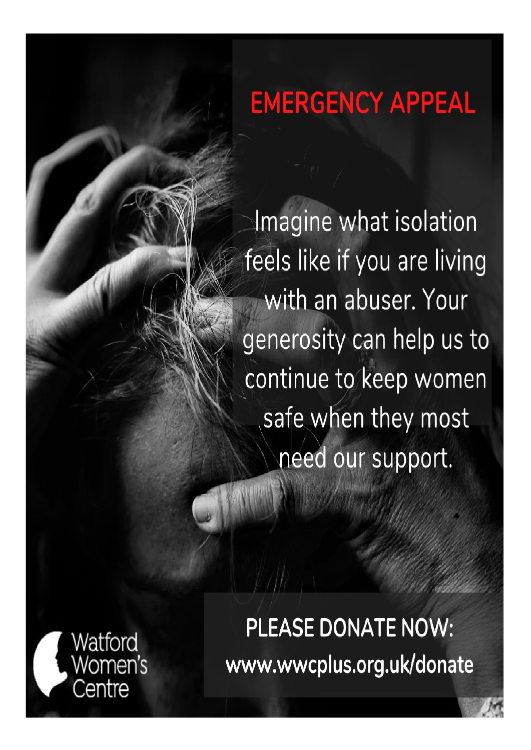# EMERGENCY APPEAL

Imagine what isolation feels like if you are living with an abuser. Your generosity can help us to continue to keep women safe when they most need our support.

**PLEASE DONATE NOW:**
**www.wwcplus.org.uk/donate**

Watford Women's Centre